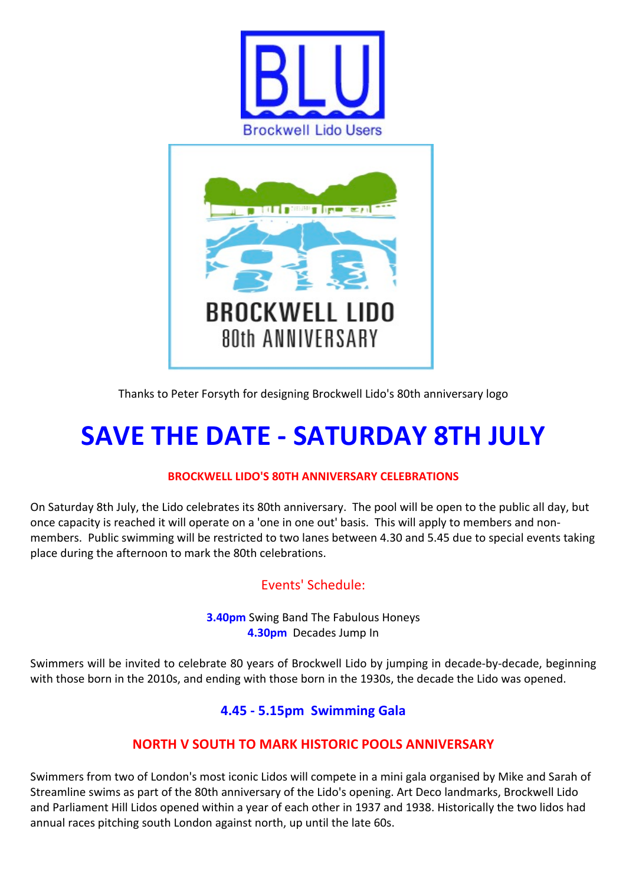BLU

Brockwell Lido Users

BROCKWELL LIDO
80th ANNIVERSARY

Thanks to Peter Forsyth for designing Brockwell Lido's 80th anniversary logo

# SAVE THE DATE - SATURDAY 8TH JULY

**BROCKWELL LIDO'S 80TH ANNIVERSARY CELEBRATIONS**

On Saturday 8th July, the Lido celebrates its 80th anniversary. The pool will be open to the public all day, but once capacity is reached it will operate on a 'one in one out' basis. This will apply to members and non-members. Public swimming will be restricted to two lanes between 4.30 and 5.45 due to special events taking place during the afternoon to mark the 80th celebrations.

## Events' Schedule:

**3.40pm** Swing Band The Fabulous Honeys
**4.30pm** Decades Jump In

Swimmers will be invited to celebrate 80 years of Brockwell Lido by jumping in decade-by-decade, beginning with those born in the 2010s, and ending with those born in the 1930s, the decade the Lido was opened.

### 4.45 - 5.15pm Swimming Gala

### NORTH V SOUTH TO MARK HISTORIC POOLS ANNIVERSARY

Swimmers from two of London's most iconic Lidos will compete in a mini gala organised by Mike and Sarah of Streamline swims as part of the 80th anniversary of the Lido's opening. Art Deco landmarks, Brockwell Lido and Parliament Hill Lidos opened within a year of each other in 1937 and 1938. Historically the two lidos had annual races pitching south London against north, up until the late 60s.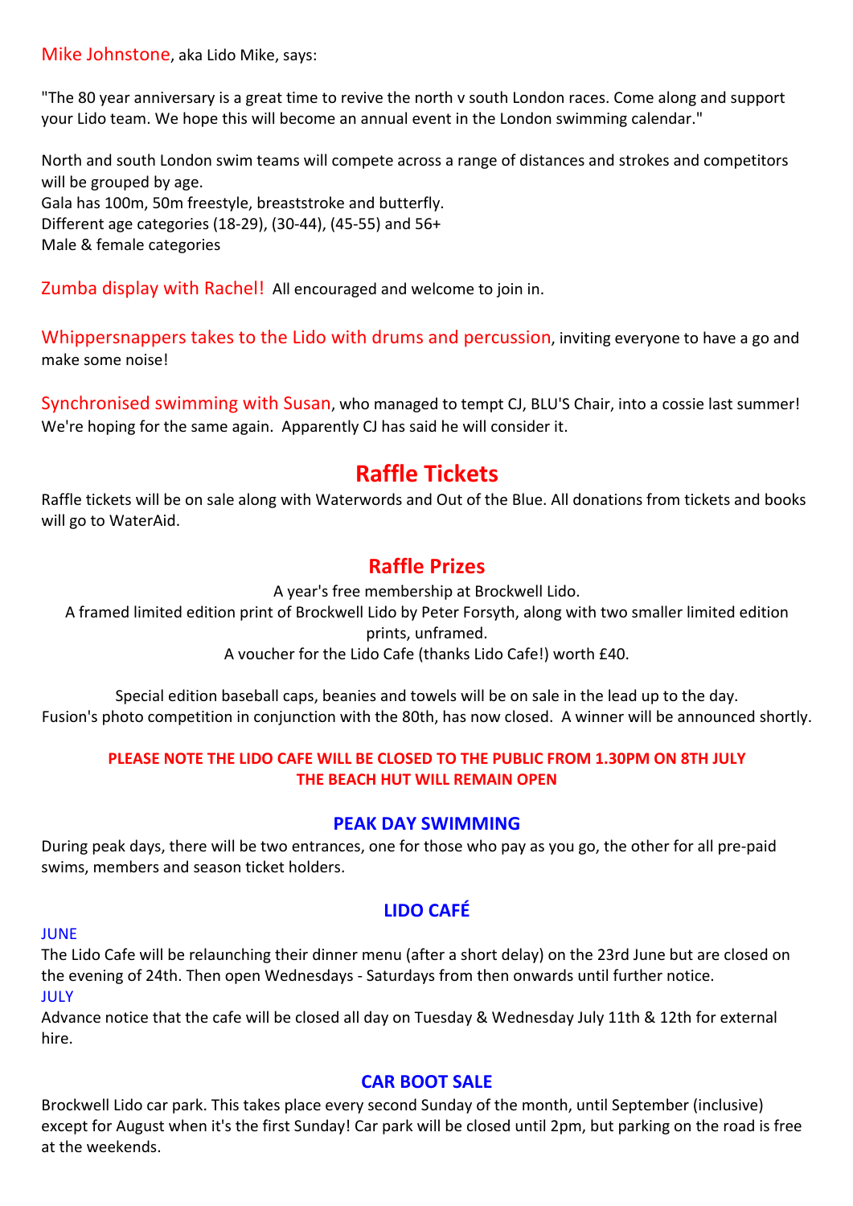Mike Johnstone, aka Lido Mike, says:

"The 80 year anniversary is a great time to revive the north v south London races. Come along and support your Lido team. We hope this will become an annual event in the London swimming calendar."

North and south London swim teams will compete across a range of distances and strokes and competitors will be grouped by age.
Gala has 100m, 50m freestyle, breaststroke and butterfly.
Different age categories (18-29), (30-44), (45-55) and 56+
Male & female categories

Zumba display with Rachel! All encouraged and welcome to join in.

Whippersnappers takes to the Lido with drums and percussion, inviting everyone to have a go and make some noise!

Synchronised swimming with Susan, who managed to tempt CJ, BLU'S Chair, into a cossie last summer! We're hoping for the same again. Apparently CJ has said he will consider it.

## Raffle Tickets

Raffle tickets will be on sale along with Waterwords and Out of the Blue. All donations from tickets and books will go to WaterAid.

### Raffle Prizes

A year's free membership at Brockwell Lido.
A framed limited edition print of Brockwell Lido by Peter Forsyth, along with two smaller limited edition prints, unframed.
A voucher for the Lido Cafe (thanks Lido Cafe!) worth £40.

Special edition baseball caps, beanies and towels will be on sale in the lead up to the day.
Fusion's photo competition in conjunction with the 80th, has now closed. A winner will be announced shortly.

**PLEASE NOTE THE LIDO CAFE WILL BE CLOSED TO THE PUBLIC FROM 1.30PM ON 8TH JULY**
**THE BEACH HUT WILL REMAIN OPEN**

### PEAK DAY SWIMMING

During peak days, there will be two entrances, one for those who pay as you go, the other for all pre-paid swims, members and season ticket holders.

### LIDO CAFÉ

JUNE

The Lido Cafe will be relaunching their dinner menu (after a short delay) on the 23rd June but are closed on the evening of 24th. Then open Wednesdays - Saturdays from then onwards until further notice.

JULY

Advance notice that the cafe will be closed all day on Tuesday & Wednesday July 11th & 12th for external hire.

### CAR BOOT SALE

Brockwell Lido car park. This takes place every second Sunday of the month, until September (inclusive) except for August when it's the first Sunday! Car park will be closed until 2pm, but parking on the road is free at the weekends.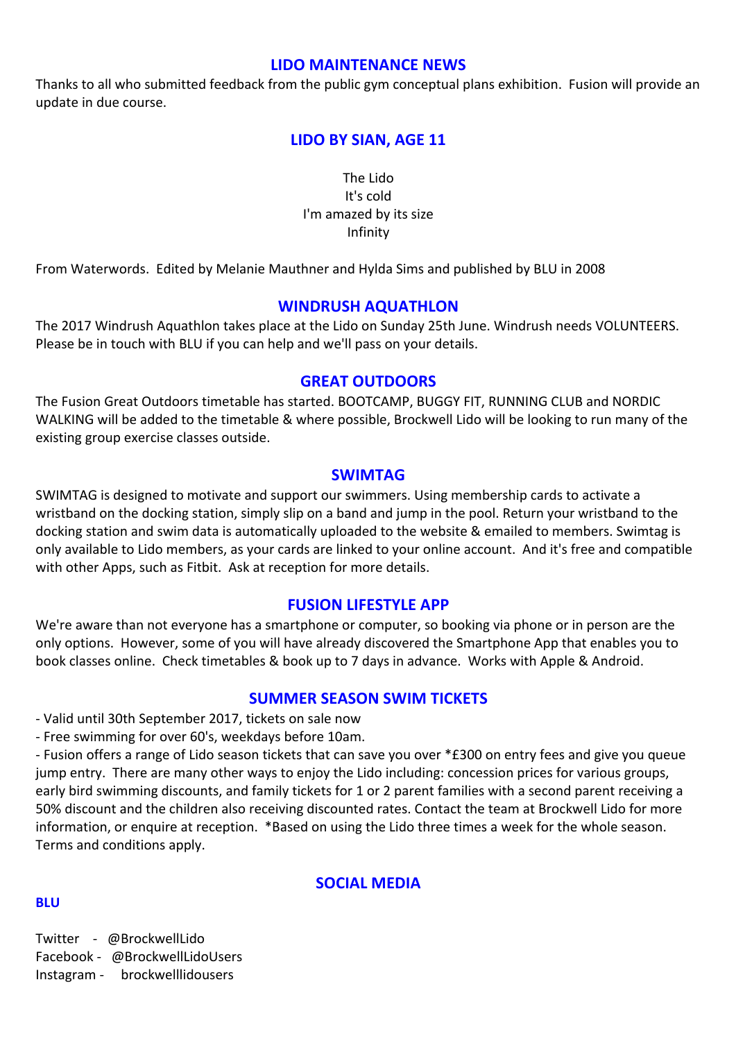## LIDO MAINTENANCE NEWS

Thanks to all who submitted feedback from the public gym conceptual plans exhibition. Fusion will provide an update in due course.

## LIDO BY SIAN, AGE 11

The Lido
It's cold
I'm amazed by its size
Infinity

From Waterwords. Edited by Melanie Mauthner and Hylda Sims and published by BLU in 2008

## WINDRUSH AQUATHLON

The 2017 Windrush Aquathlon takes place at the Lido on Sunday 25th June. Windrush needs VOLUNTEERS. Please be in touch with BLU if you can help and we'll pass on your details.

## GREAT OUTDOORS

The Fusion Great Outdoors timetable has started. BOOTCAMP, BUGGY FIT, RUNNING CLUB and NORDIC WALKING will be added to the timetable & where possible, Brockwell Lido will be looking to run many of the existing group exercise classes outside.

## SWIMTAG

SWIMTAG is designed to motivate and support our swimmers. Using membership cards to activate a wristband on the docking station, simply slip on a band and jump in the pool. Return your wristband to the docking station and swim data is automatically uploaded to the website & emailed to members. Swimtag is only available to Lido members, as your cards are linked to your online account. And it's free and compatible with other Apps, such as Fitbit. Ask at reception for more details.

## FUSION LIFESTYLE APP

We're aware than not everyone has a smartphone or computer, so booking via phone or in person are the only options. However, some of you will have already discovered the Smartphone App that enables you to book classes online. Check timetables & book up to 7 days in advance. Works with Apple & Android.

## SUMMER SEASON SWIM TICKETS

- Valid until 30th September 2017, tickets on sale now
- Free swimming for over 60's, weekdays before 10am.
- Fusion offers a range of Lido season tickets that can save you over *£300 on entry fees and give you queue jump entry. There are many other ways to enjoy the Lido including: concession prices for various groups, early bird swimming discounts, and family tickets for 1 or 2 parent families with a second parent receiving a 50% discount and the children also receiving discounted rates. Contact the team at Brockwell Lido for more information, or enquire at reception. *Based on using the Lido three times a week for the whole season. Terms and conditions apply.

## SOCIAL MEDIA

**BLU**

Twitter - @BrockwellLido
Facebook - @BrockwellLidoUsers
Instagram - brockwelllidousers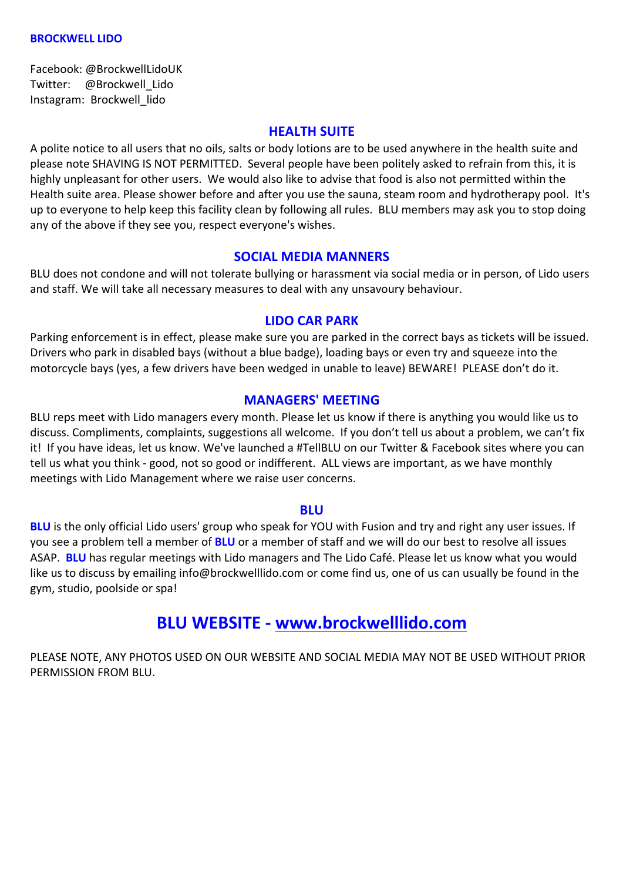**BROCKWELL LIDO**

Facebook: @BrockwellLidoUK
Twitter: @Brockwell_Lido
Instagram: Brockwell_lido

## HEALTH SUITE

A polite notice to all users that no oils, salts or body lotions are to be used anywhere in the health suite and please note SHAVING IS NOT PERMITTED. Several people have been politely asked to refrain from this, it is highly unpleasant for other users. We would also like to advise that food is also not permitted within the Health suite area. Please shower before and after you use the sauna, steam room and hydrotherapy pool. It's up to everyone to help keep this facility clean by following all rules. BLU members may ask you to stop doing any of the above if they see you, respect everyone's wishes.

## SOCIAL MEDIA MANNERS

BLU does not condone and will not tolerate bullying or harassment via social media or in person, of Lido users and staff. We will take all necessary measures to deal with any unsavoury behaviour.

## LIDO CAR PARK

Parking enforcement is in effect, please make sure you are parked in the correct bays as tickets will be issued. Drivers who park in disabled bays (without a blue badge), loading bays or even try and squeeze into the motorcycle bays (yes, a few drivers have been wedged in unable to leave) BEWARE! PLEASE don't do it.

## MANAGERS' MEETING

BLU reps meet with Lido managers every month. Please let us know if there is anything you would like us to discuss. Compliments, complaints, suggestions all welcome. If you don't tell us about a problem, we can't fix it! If you have ideas, let us know. We've launched a #TellBLU on our Twitter & Facebook sites where you can tell us what you think - good, not so good or indifferent. ALL views are important, as we have monthly meetings with Lido Management where we raise user concerns.

## BLU

**BLU** is the only official Lido users' group who speak for YOU with Fusion and try and right any user issues. If you see a problem tell a member of **BLU** or a member of staff and we will do our best to resolve all issues ASAP. **BLU** has regular meetings with Lido managers and The Lido Café. Please let us know what you would like us to discuss by emailing info@brockwelllido.com or come find us, one of us can usually be found in the gym, studio, poolside or spa!

# BLU WEBSITE - www.brockwelllido.com

PLEASE NOTE, ANY PHOTOS USED ON OUR WEBSITE AND SOCIAL MEDIA MAY NOT BE USED WITHOUT PRIOR PERMISSION FROM BLU.